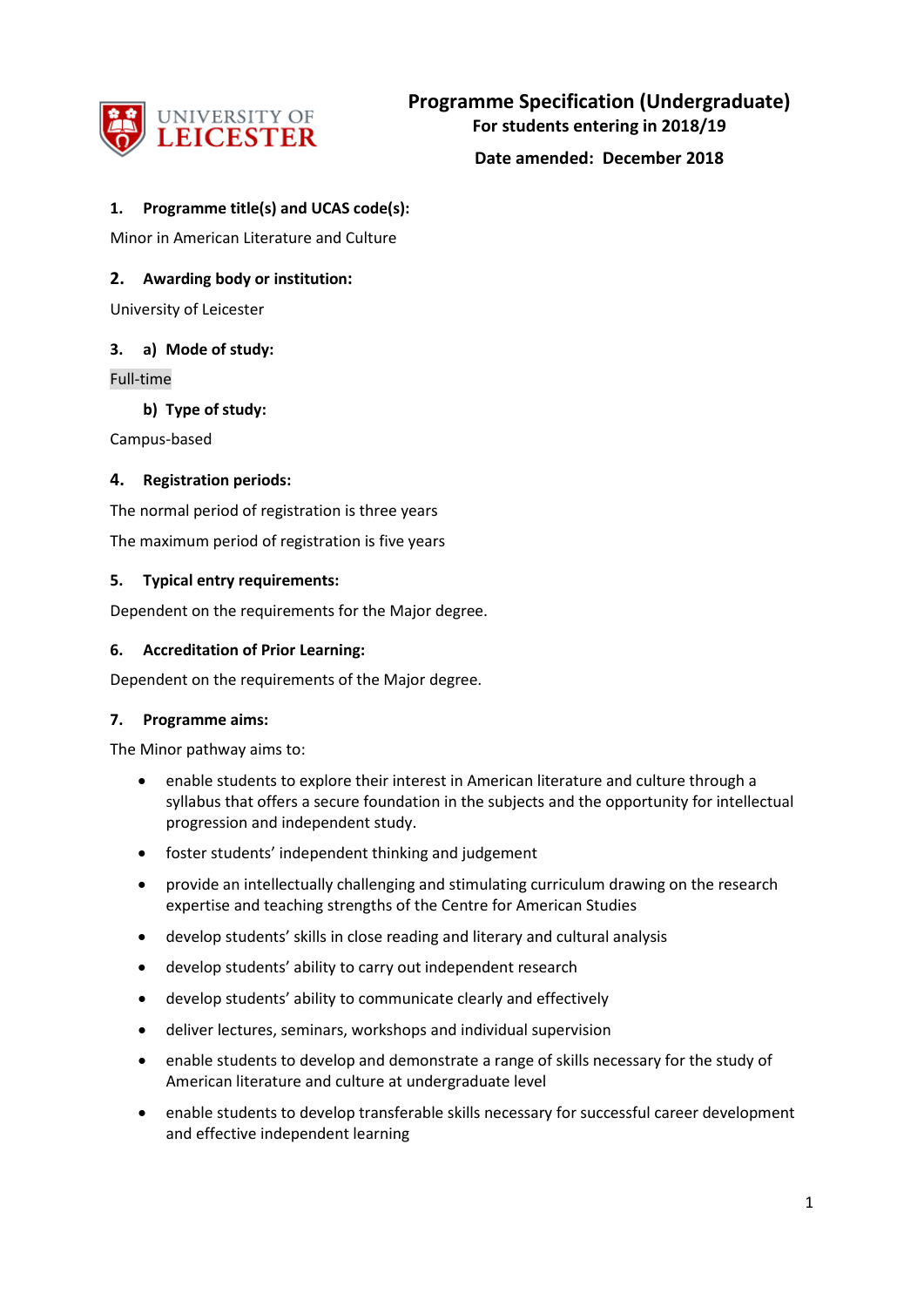UNIVERSITY OF LEICESTER

# Programme Specification (Undergraduate)

**For students entering in 2018/19**

**Date amended: December 2018**

## 1. Programme title(s) and UCAS code(s):

Minor in American Literature and Culture

## 2. Awarding body or institution:

University of Leicester

## 3. a) Mode of study:

Full-time

### b) Type of study:

Campus-based

## 4. Registration periods:

The normal period of registration is three years

The maximum period of registration is five years

## 5. Typical entry requirements:

Dependent on the requirements for the Major degree.

## 6. Accreditation of Prior Learning:

Dependent on the requirements of the Major degree.

## 7. Programme aims:

The Minor pathway aims to:

- enable students to explore their interest in American literature and culture through a syllabus that offers a secure foundation in the subjects and the opportunity for intellectual progression and independent study.
- foster students' independent thinking and judgement
- provide an intellectually challenging and stimulating curriculum drawing on the research expertise and teaching strengths of the Centre for American Studies
- develop students' skills in close reading and literary and cultural analysis
- develop students' ability to carry out independent research
- develop students' ability to communicate clearly and effectively
- deliver lectures, seminars, workshops and individual supervision
- enable students to develop and demonstrate a range of skills necessary for the study of American literature and culture at undergraduate level
- enable students to develop transferable skills necessary for successful career development and effective independent learning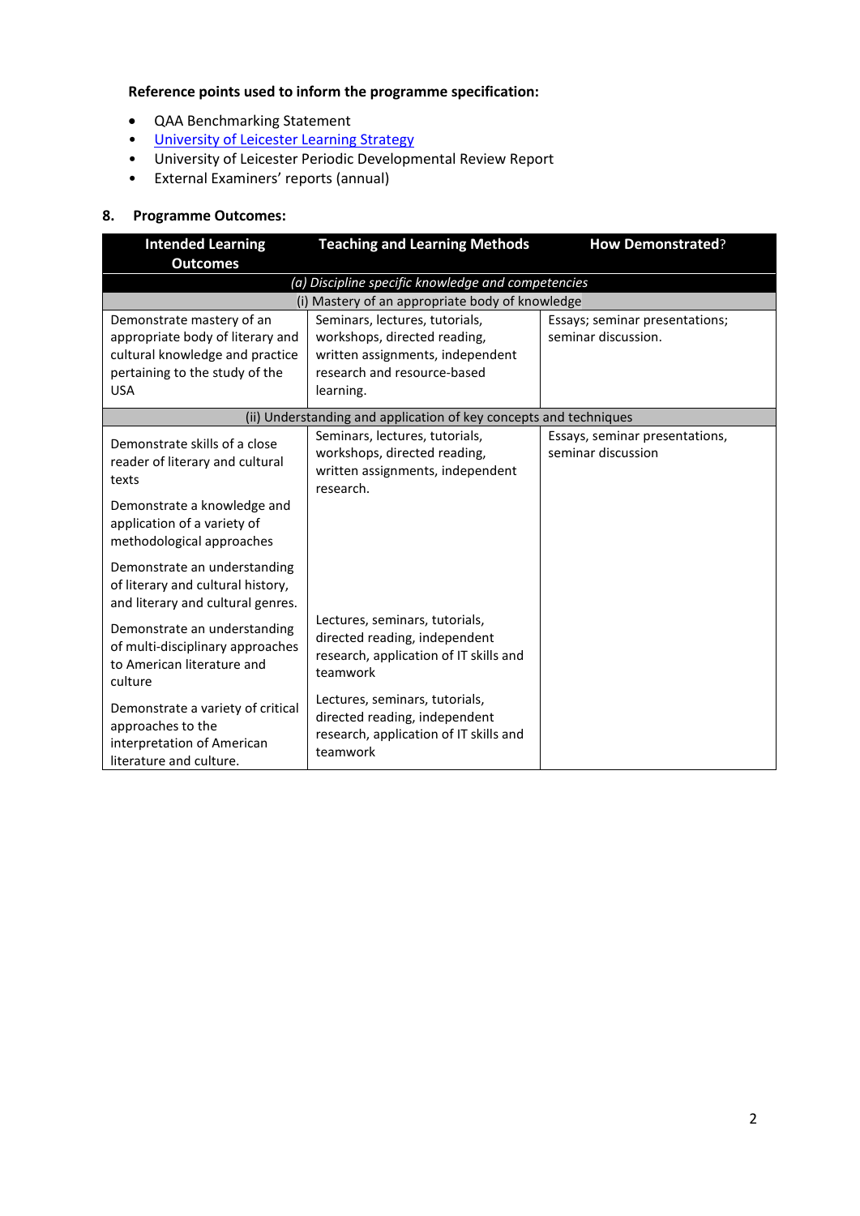**Reference points used to inform the programme specification:**

- QAA Benchmarking Statement
- [University of Leicester Learning Strategy]()
- University of Leicester Periodic Developmental Review Report
- External Examiners' reports (annual)

## 8. Programme Outcomes:

| Intended Learning Outcomes | Teaching and Learning Methods | How Demonstrated? |
|---|---|---|
| *(a) Discipline specific knowledge and competencies* | | |
| (i) Mastery of an appropriate body of knowledge | | |
| Demonstrate mastery of an appropriate body of literary and cultural knowledge and practice pertaining to the study of the USA | Seminars, lectures, tutorials, workshops, directed reading, written assignments, independent research and resource-based learning. | Essays; seminar presentations; seminar discussion. |
| (ii) Understanding and application of key concepts and techniques | | |
| Demonstrate skills of a close reader of literary and cultural texts<br><br>Demonstrate a knowledge and application of a variety of methodological approaches<br><br>Demonstrate an understanding of literary and cultural history, and literary and cultural genres. | Seminars, lectures, tutorials, workshops, directed reading, written assignments, independent research. | Essays, seminar presentations, seminar discussion |
| Demonstrate an understanding of multi-disciplinary approaches to American literature and culture | Lectures, seminars, tutorials, directed reading, independent research, application of IT skills and teamwork | |
| Demonstrate a variety of critical approaches to the interpretation of American literature and culture. | Lectures, seminars, tutorials, directed reading, independent research, application of IT skills and teamwork | |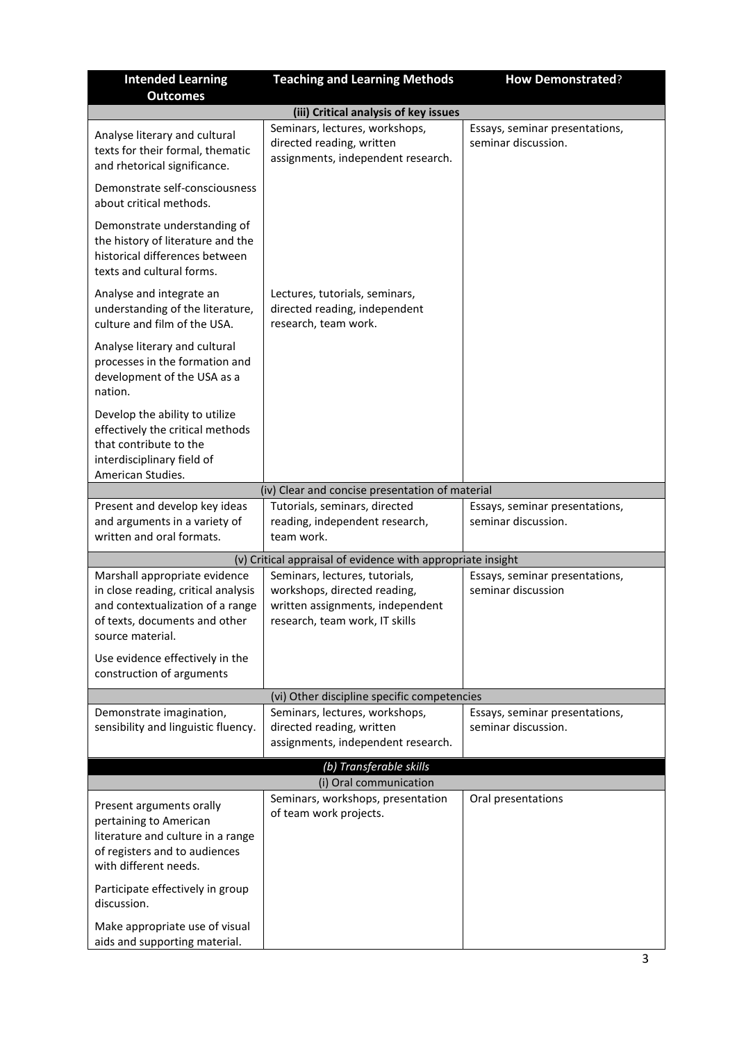| Intended Learning Outcomes | Teaching and Learning Methods | How Demonstrated? |
|---|---|---|
| **(iii) Critical analysis of key issues** | | |
| Analyse literary and cultural texts for their formal, thematic and rhetorical significance.<br><br>Demonstrate self-consciousness about critical methods.<br><br>Demonstrate understanding of the history of literature and the historical differences between texts and cultural forms. | Seminars, lectures, workshops, directed reading, written assignments, independent research. | Essays, seminar presentations, seminar discussion. |
| Analyse and integrate an understanding of the literature, culture and film of the USA.<br><br>Analyse literary and cultural processes in the formation and development of the USA as a nation.<br><br>Develop the ability to utilize effectively the critical methods that contribute to the interdisciplinary field of American Studies. | Lectures, tutorials, seminars, directed reading, independent research, team work. | |
| (iv) Clear and concise presentation of material | | |
| Present and develop key ideas and arguments in a variety of written and oral formats. | Tutorials, seminars, directed reading, independent research, team work. | Essays, seminar presentations, seminar discussion. |
| (v) Critical appraisal of evidence with appropriate insight | | |
| Marshall appropriate evidence in close reading, critical analysis and contextualization of a range of texts, documents and other source material.<br><br>Use evidence effectively in the construction of arguments | Seminars, lectures, tutorials, workshops, directed reading, written assignments, independent research, team work, IT skills | Essays, seminar presentations, seminar discussion |
| (vi) Other discipline specific competencies | | |
| Demonstrate imagination, sensibility and linguistic fluency. | Seminars, lectures, workshops, directed reading, written assignments, independent research. | Essays, seminar presentations, seminar discussion. |
| ***(b) Transferable skills*** | | |
| (i) Oral communication | | |
| Present arguments orally pertaining to American literature and culture in a range of registers and to audiences with different needs.<br><br>Participate effectively in group discussion.<br><br>Make appropriate use of visual aids and supporting material. | Seminars, workshops, presentation of team work projects. | Oral presentations |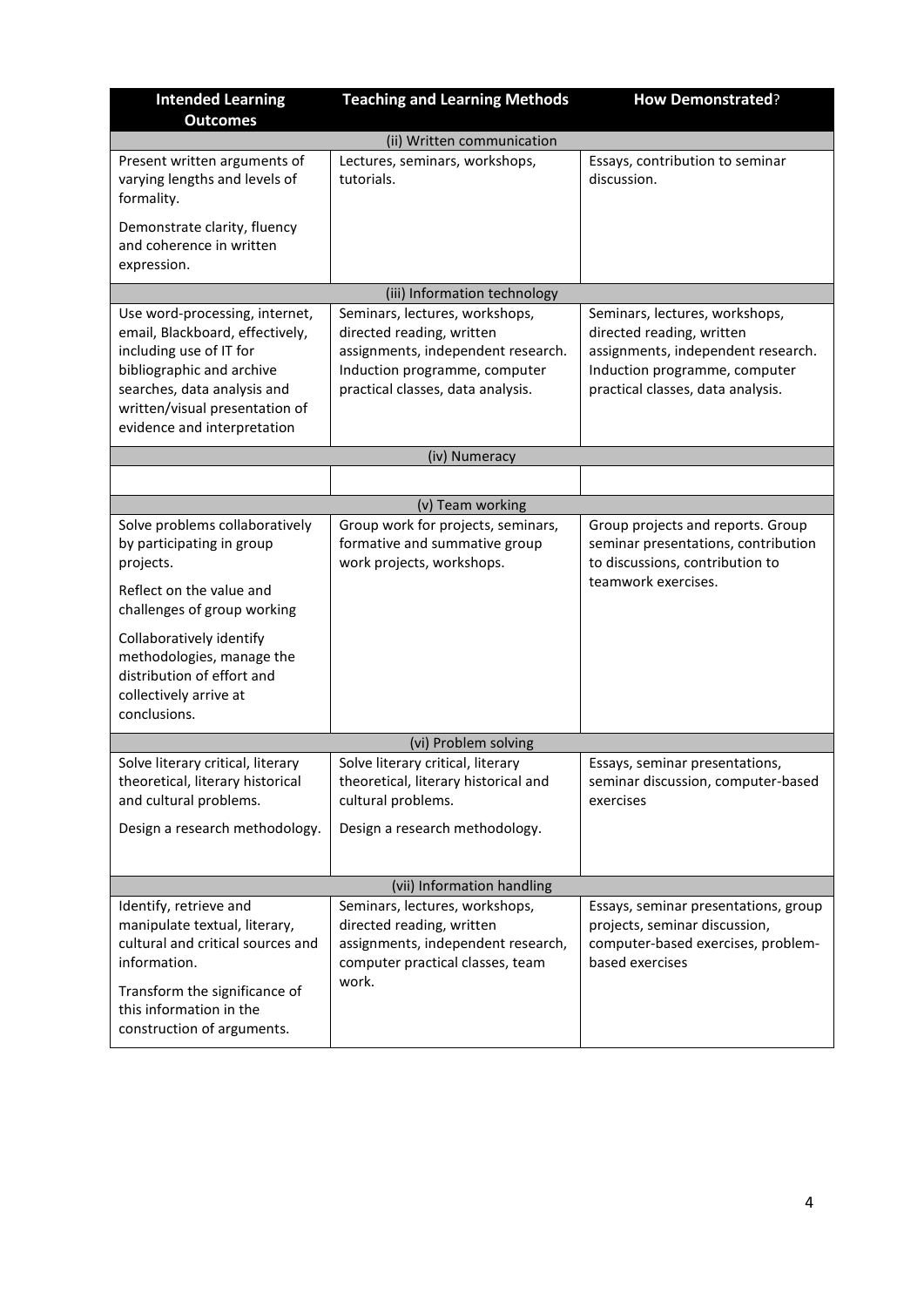| Intended Learning Outcomes | Teaching and Learning Methods | How Demonstrated? |
|---|---|---|
| (ii) Written communication | | |
| Present written arguments of varying lengths and levels of formality.<br><br>Demonstrate clarity, fluency and coherence in written expression. | Lectures, seminars, workshops, tutorials. | Essays, contribution to seminar discussion. |
| (iii) Information technology | | |
| Use word-processing, internet, email, Blackboard, effectively, including use of IT for bibliographic and archive searches, data analysis and written/visual presentation of evidence and interpretation | Seminars, lectures, workshops, directed reading, written assignments, independent research. Induction programme, computer practical classes, data analysis. | Seminars, lectures, workshops, directed reading, written assignments, independent research. Induction programme, computer practical classes, data analysis. |
| (iv) Numeracy | | |
| | | |
| (v) Team working | | |
| Solve problems collaboratively by participating in group projects.<br><br>Reflect on the value and challenges of group working<br><br>Collaboratively identify methodologies, manage the distribution of effort and collectively arrive at conclusions. | Group work for projects, seminars, formative and summative group work projects, workshops. | Group projects and reports. Group seminar presentations, contribution to discussions, contribution to teamwork exercises. |
| (vi) Problem solving | | |
| Solve literary critical, literary theoretical, literary historical and cultural problems.<br><br>Design a research methodology. | Solve literary critical, literary theoretical, literary historical and cultural problems.<br><br>Design a research methodology. | Essays, seminar presentations, seminar discussion, computer-based exercises |
| (vii) Information handling | | |
| Identify, retrieve and manipulate textual, literary, cultural and critical sources and information.<br><br>Transform the significance of this information in the construction of arguments. | Seminars, lectures, workshops, directed reading, written assignments, independent research, computer practical classes, team work. | Essays, seminar presentations group projects, seminar discussion, computer-based exercises, problem-based exercises |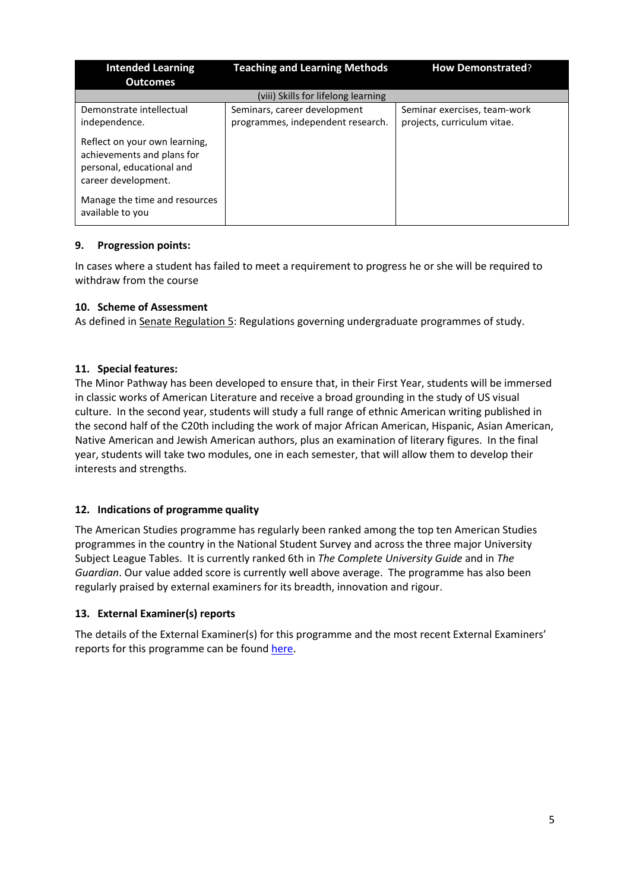| Intended Learning Outcomes | Teaching and Learning Methods | How Demonstrated? |
|---|---|---|
| (viii) Skills for lifelong learning | | |
| Demonstrate intellectual independence.<br><br>Reflect on your own learning, achievements and plans for personal, educational and career development.<br><br>Manage the time and resources available to you | Seminars, career development programmes, independent research. | Seminar exercises, team-work projects, curriculum vitae. |

### 9. Progression points:

In cases where a student has failed to meet a requirement to progress he or she will be required to withdraw from the course

### 10. Scheme of Assessment

As defined in Senate Regulation 5: Regulations governing undergraduate programmes of study.

### 11. Special features:

The Minor Pathway has been developed to ensure that, in their First Year, students will be immersed in classic works of American Literature and receive a broad grounding in the study of US visual culture. In the second year, students will study a full range of ethnic American writing published in the second half of the C20th including the work of major African American, Hispanic, Asian American, Native American and Jewish American authors, plus an examination of literary figures. In the final year, students will take two modules, one in each semester, that will allow them to develop their interests and strengths.

### 12. Indications of programme quality

The American Studies programme has regularly been ranked among the top ten American Studies programmes in the country in the National Student Survey and across the three major University Subject League Tables. It is currently ranked 6th in *The Complete University Guide* and in *The Guardian*. Our value added score is currently well above average. The programme has also been regularly praised by external examiners for its breadth, innovation and rigour.

### 13. External Examiner(s) reports

The details of the External Examiner(s) for this programme and the most recent External Examiners' reports for this programme can be found here.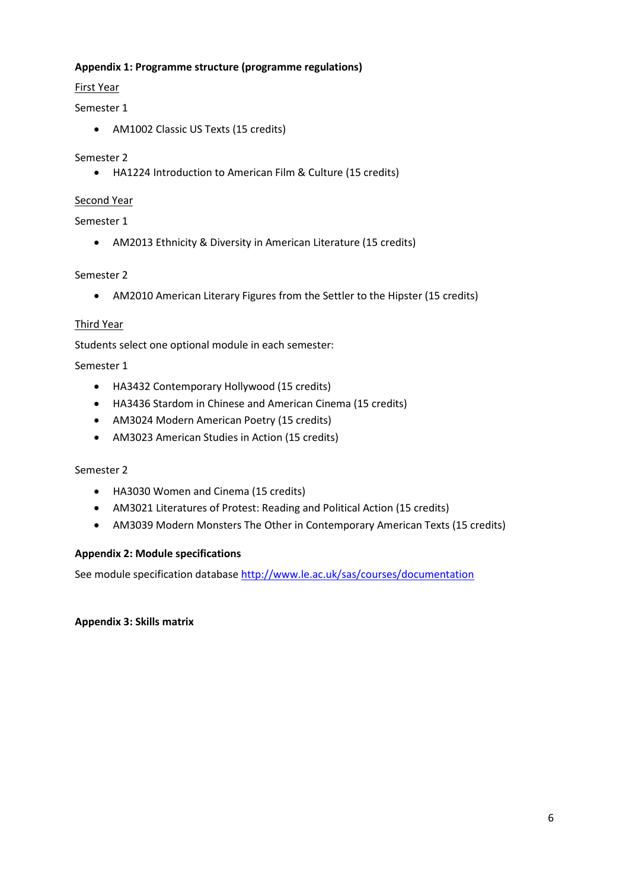**Appendix 1: Programme structure (programme regulations)**

First Year

Semester 1

- AM1002 Classic US Texts (15 credits)

Semester 2

- HA1224 Introduction to American Film & Culture (15 credits)

Second Year

Semester 1

- AM2013 Ethnicity & Diversity in American Literature (15 credits)

Semester 2

- AM2010 American Literary Figures from the Settler to the Hipster (15 credits)

Third Year

Students select one optional module in each semester:

Semester 1

- HA3432 Contemporary Hollywood (15 credits)
- HA3436 Stardom in Chinese and American Cinema (15 credits)
- AM3024 Modern American Poetry (15 credits)
- AM3023 American Studies in Action (15 credits)

Semester 2

- HA3030 Women and Cinema (15 credits)
- AM3021 Literatures of Protest: Reading and Political Action (15 credits)
- AM3039 Modern Monsters The Other in Contemporary American Texts (15 credits)

**Appendix 2: Module specifications**

See module specification database http://www.le.ac.uk/sas/courses/documentation

**Appendix 3: Skills matrix**